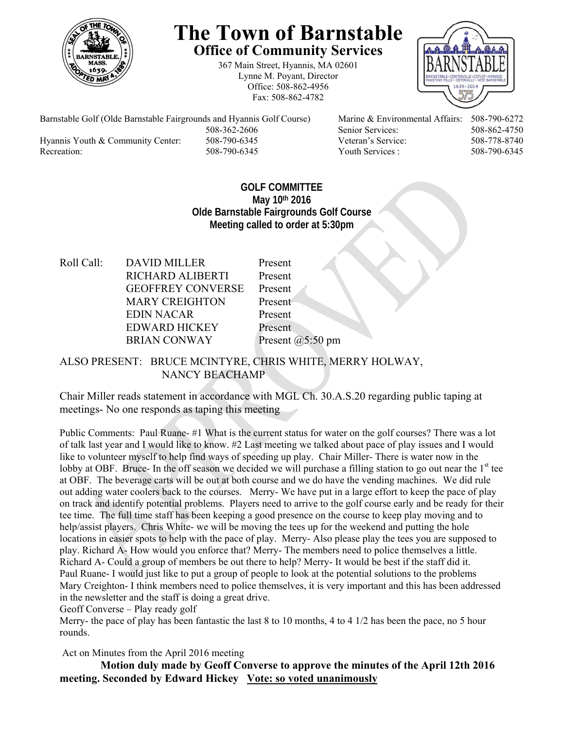# The Town of Barnstable

## Office of Community Services

367 Main Street, Hyannis, MA 02601
Lynne M. Poyant, Director
Office: 508-862-4956
Fax: 508-862-4782

| | | | |
|---|---|---|---|
| Barnstable Golf (Olde Barnstable Fairgrounds and Hyannis Golf Course) | 508-362-2606 | Marine & Environmental Affairs: | 508-790-6272 |
| | | Senior Services: | 508-862-4750 |
| Hyannis Youth & Community Center: | 508-790-6345 | Veteran's Service: | 508-778-8740 |
| Recreation: | 508-790-6345 | Youth Services : | 508-790-6345 |

**GOLF COMMITTEE**
**May 10th 2016**
**Olde Barnstable Fairgrounds Golf Course**
**Meeting called to order at 5:30pm**

| Roll Call: | | |
|---|---|---|
| | DAVID MILLER | Present |
| | RICHARD ALIBERTI | Present |
| | GEOFFREY CONVERSE | Present |
| | MARY CREIGHTON | Present |
| | EDIN NACAR | Present |
| | EDWARD HICKEY | Present |
| | BRIAN CONWAY | Present @5:50 pm |

ALSO PRESENT: BRUCE MCINTYRE, CHRIS WHITE, MERRY HOLWAY, NANCY BEACHAMP

Chair Miller reads statement in accordance with MGL Ch. 30.A.S.20 regarding public taping at meetings- No one responds as taping this meeting

Public Comments: Paul Ruane- #1 What is the current status for water on the golf courses? There was a lot of talk last year and I would like to know. #2 Last meeting we talked about pace of play issues and I would like to volunteer myself to help find ways of speeding up play. Chair Miller- There is water now in the lobby at OBF. Bruce- In the off season we decided we will purchase a filling station to go out near the 1st tee at OBF. The beverage carts will be out at both course and we do have the vending machines. We did rule out adding water coolers back to the courses. Merry- We have put in a large effort to keep the pace of play on track and identify potential problems. Players need to arrive to the golf course early and be ready for their tee time. The full time staff has been keeping a good presence on the course to keep play moving and to help/assist players. Chris White- we will be moving the tees up for the weekend and putting the hole locations in easier spots to help with the pace of play. Merry- Also please play the tees you are supposed to play. Richard A- How would you enforce that? Merry- The members need to police themselves a little. Richard A- Could a group of members be out there to help? Merry- It would be best if the staff did it. Paul Ruane- I would just like to put a group of people to look at the potential solutions to the problems Mary Creighton- I think members need to police themselves, it is very important and this has been addressed in the newsletter and the staff is doing a great drive.
Geoff Converse – Play ready golf
Merry- the pace of play has been fantastic the last 8 to 10 months, 4 to 4 1/2 has been the pace, no 5 hour rounds.

Act on Minutes from the April 2016 meeting

**Motion duly made by Geoff Converse to approve the minutes of the April 12th 2016 meeting. Seconded by Edward Hickey <u>Vote: so voted unanimously</u>**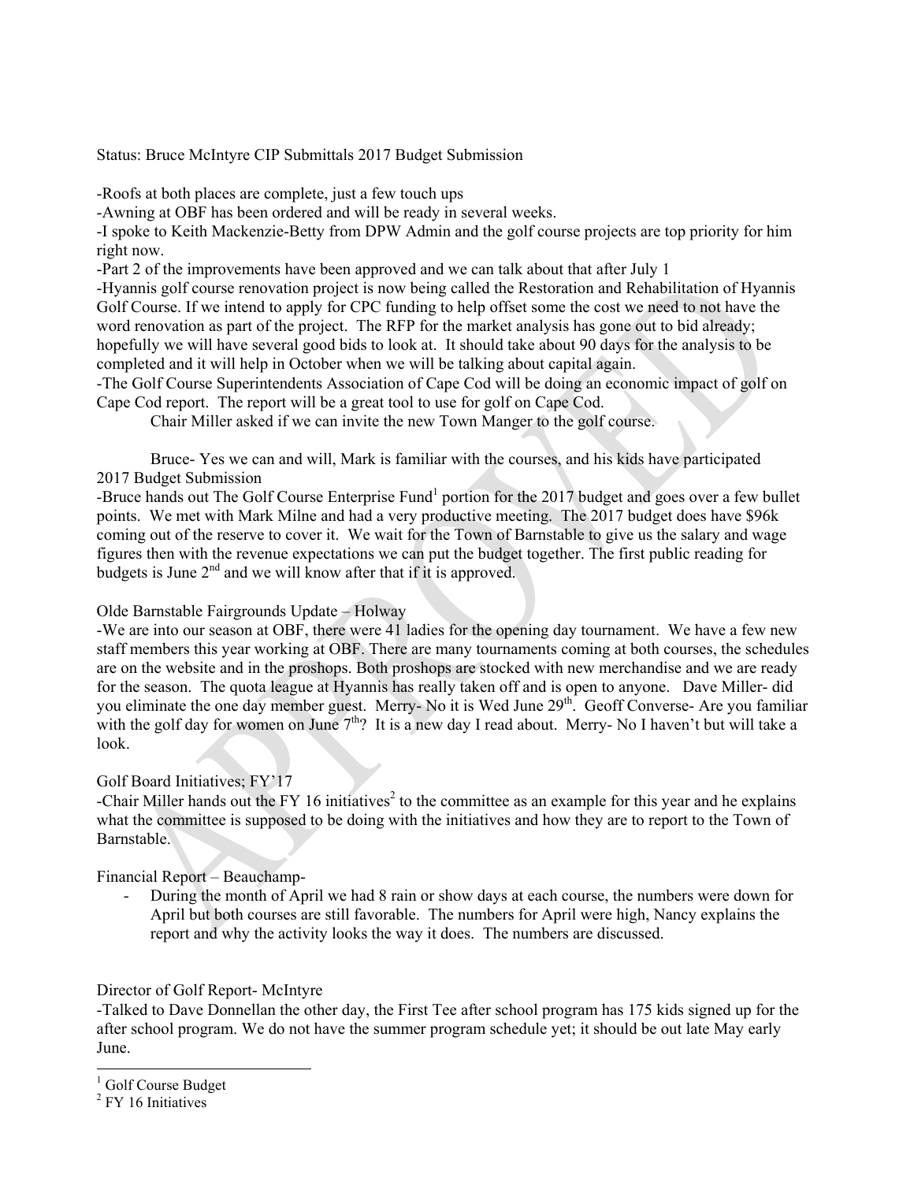Status: Bruce McIntyre CIP Submittals 2017 Budget Submission

-Roofs at both places are complete, just a few touch ups

-Awning at OBF has been ordered and will be ready in several weeks.

-I spoke to Keith Mackenzie-Betty from DPW Admin and the golf course projects are top priority for him right now.

-Part 2 of the improvements have been approved and we can talk about that after July 1

-Hyannis golf course renovation project is now being called the Restoration and Rehabilitation of Hyannis Golf Course. If we intend to apply for CPC funding to help offset some the cost we need to not have the word renovation as part of the project. The RFP for the market analysis has gone out to bid already; hopefully we will have several good bids to look at. It should take about 90 days for the analysis to be completed and it will help in October when we will be talking about capital again.

-The Golf Course Superintendents Association of Cape Cod will be doing an economic impact of golf on Cape Cod report. The report will be a great tool to use for golf on Cape Cod.

Chair Miller asked if we can invite the new Town Manger to the golf course.

Bruce- Yes we can and will, Mark is familiar with the courses, and his kids have participated

2017 Budget Submission

-Bruce hands out The Golf Course Enterprise Fund[1] portion for the 2017 budget and goes over a few bullet points. We met with Mark Milne and had a very productive meeting. The 2017 budget does have $96k coming out of the reserve to cover it. We wait for the Town of Barnstable to give us the salary and wage figures then with the revenue expectations we can put the budget together. The first public reading for budgets is June 2nd and we will know after that if it is approved.

Olde Barnstable Fairgrounds Update – Holway

-We are into our season at OBF, there were 41 ladies for the opening day tournament. We have a few new staff members this year working at OBF. There are many tournaments coming at both courses, the schedules are on the website and in the proshops. Both proshops are stocked with new merchandise and we are ready for the season. The quota league at Hyannis has really taken off and is open to anyone. Dave Miller- did you eliminate the one day member guest. Merry- No it is Wed June 29th. Geoff Converse- Are you familiar with the golf day for women on June 7th? It is a new day I read about. Merry- No I haven't but will take a look.

Golf Board Initiatives; FY'17

-Chair Miller hands out the FY 16 initiatives[2] to the committee as an example for this year and he explains what the committee is supposed to be doing with the initiatives and how they are to report to the Town of Barnstable.

Financial Report – Beauchamp-

- During the month of April we had 8 rain or show days at each course, the numbers were down for April but both courses are still favorable. The numbers for April were high, Nancy explains the report and why the activity looks the way it does. The numbers are discussed.

Director of Golf Report- McIntyre

-Talked to Dave Donnellan the other day, the First Tee after school program has 175 kids signed up for the after school program. We do not have the summer program schedule yet; it should be out late May early June.

---

[1] Golf Course Budget

[2] FY 16 Initiatives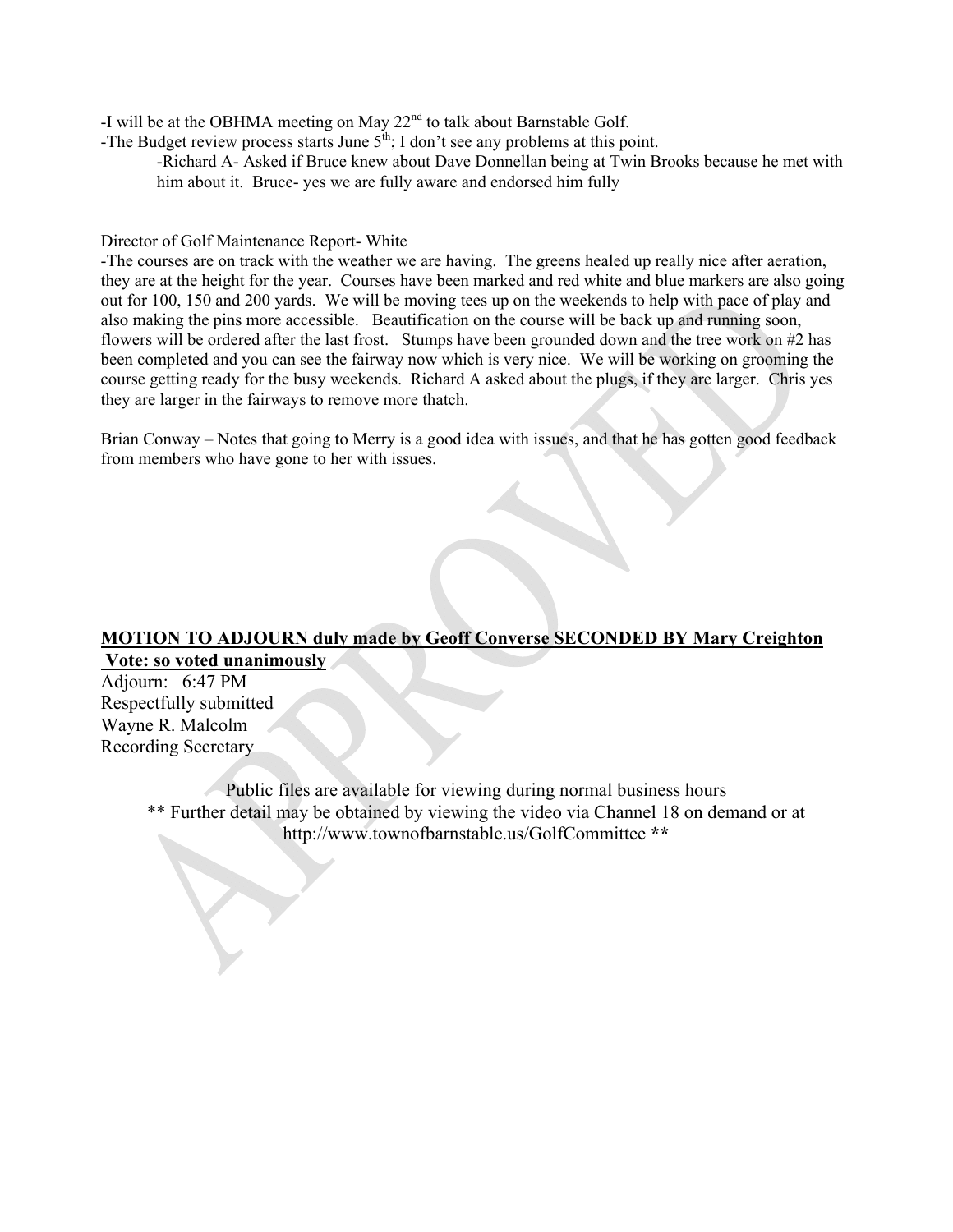-I will be at the OBHMA meeting on May 22nd to talk about Barnstable Golf.

-The Budget review process starts June 5th; I don't see any problems at this point.

> -Richard A- Asked if Bruce knew about Dave Donnellan being at Twin Brooks because he met with him about it. Bruce- yes we are fully aware and endorsed him fully

Director of Golf Maintenance Report- White

-The courses are on track with the weather we are having. The greens healed up really nice after aeration, they are at the height for the year. Courses have been marked and red white and blue markers are also going out for 100, 150 and 200 yards. We will be moving tees up on the weekends to help with pace of play and also making the pins more accessible. Beautification on the course will be back up and running soon, flowers will be ordered after the last frost. Stumps have been grounded down and the tree work on #2 has been completed and you can see the fairway now which is very nice. We will be working on grooming the course getting ready for the busy weekends. Richard A asked about the plugs, if they are larger. Chris yes they are larger in the fairways to remove more thatch.

Brian Conway – Notes that going to Merry is a good idea with issues, and that he has gotten good feedback from members who have gone to her with issues.

**MOTION TO ADJOURN duly made by Geoff Converse SECONDED BY Mary Creighton**
**Vote: so voted unanimously**

Adjourn: 6:47 PM
Respectfully submitted
Wayne R. Malcolm
Recording Secretary

Public files are available for viewing during normal business hours
** Further detail may be obtained by viewing the video via Channel 18 on demand or at http://www.townofbarnstable.us/GolfCommittee **